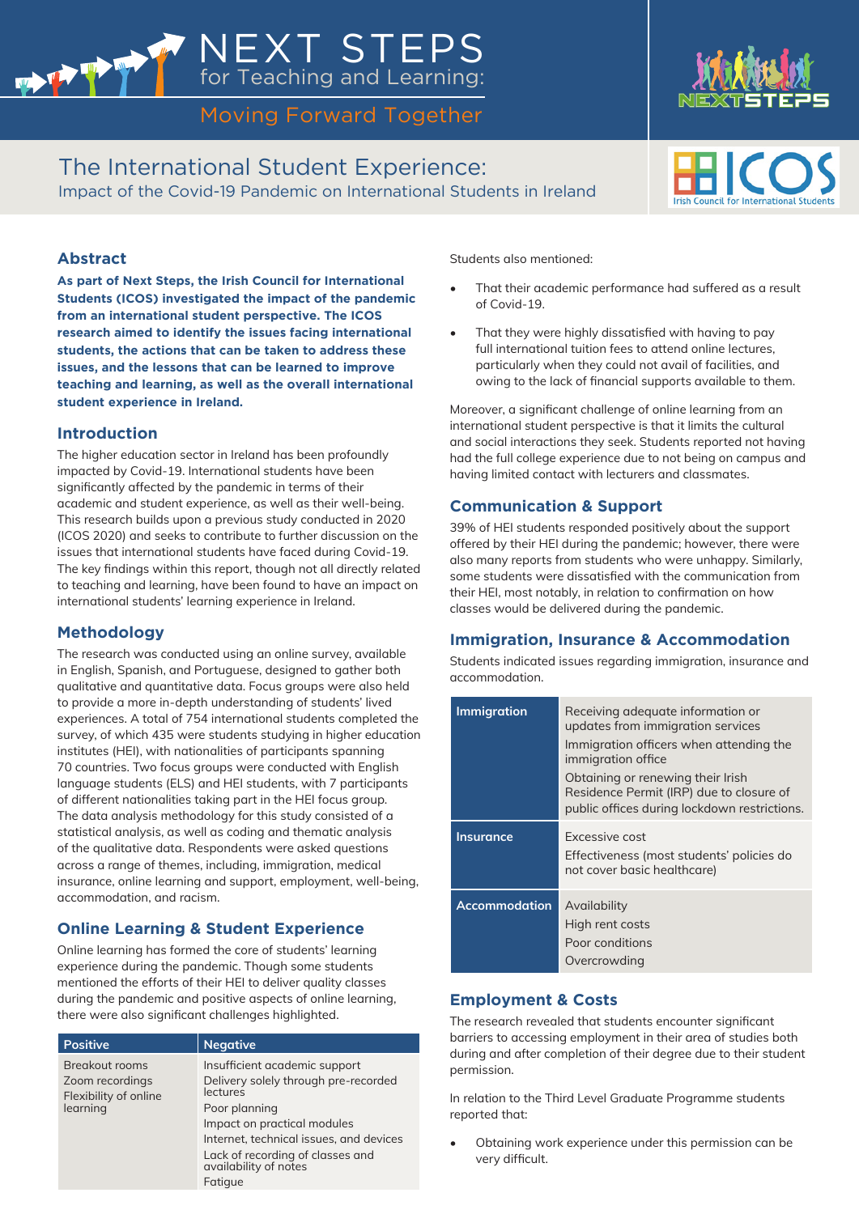# NEXT STEPS for Teaching and Learning: Moving Forward Together

## The International Student Experience:

Impact of the Covid-19 Pandemic on International Students in Ireland

### Abstract

**As part of Next Steps, the Irish Council for International Students (ICOS) investigated the impact of the pandemic from an international student perspective. The ICOS research aimed to identify the issues facing international students, the actions that can be taken to address these issues, and the lessons that can be learned to improve teaching and learning, as well as the overall international student experience in Ireland.**

### Introduction

The higher education sector in Ireland has been profoundly impacted by Covid-19. International students have been significantly affected by the pandemic in terms of their academic and student experience, as well as their well-being. This research builds upon a previous study conducted in 2020 (ICOS 2020) and seeks to contribute to further discussion on the issues that international students have faced during Covid-19. The key findings within this report, though not all directly related to teaching and learning, have been found to have an impact on international students' learning experience in Ireland.

### Methodology

The research was conducted using an online survey, available in English, Spanish, and Portuguese, designed to gather both qualitative and quantitative data. Focus groups were also held to provide a more in-depth understanding of students' lived experiences. A total of 754 international students completed the survey, of which 435 were students studying in higher education institutes (HEI), with nationalities of participants spanning 70 countries. Two focus groups were conducted with English language students (ELS) and HEI students, with 7 participants of different nationalities taking part in the HEI focus group. The data analysis methodology for this study consisted of a statistical analysis, as well as coding and thematic analysis of the qualitative data. Respondents were asked questions across a range of themes, including, immigration, medical insurance, online learning and support, employment, well-being, accommodation, and racism.

### Online Learning & Student Experience

Online learning has formed the core of students' learning experience during the pandemic. Though some students mentioned the efforts of their HEI to deliver quality classes during the pandemic and positive aspects of online learning, there were also significant challenges highlighted.

| Positive | Negative |
|---|---|
| Breakout rooms<br>Zoom recordings<br>Flexibility of online learning | Insufficient academic support<br>Delivery solely through pre-recorded lectures<br>Poor planning<br>Impact on practical modules<br>Internet, technical issues, and devices<br>Lack of recording of classes and availability of notes<br>Fatigue |

Students also mentioned:

- That their academic performance had suffered as a result of Covid-19.
- That they were highly dissatisfied with having to pay full international tuition fees to attend online lectures, particularly when they could not avail of facilities, and owing to the lack of financial supports available to them.

Moreover, a significant challenge of online learning from an international student perspective is that it limits the cultural and social interactions they seek. Students reported not having had the full college experience due to not being on campus and having limited contact with lecturers and classmates.

### Communication & Support

39% of HEI students responded positively about the support offered by their HEI during the pandemic; however, there were also many reports from students who were unhappy. Similarly, some students were dissatisfied with the communication from their HEI, most notably, in relation to confirmation on how classes would be delivered during the pandemic.

### Immigration, Insurance & Accommodation

Students indicated issues regarding immigration, insurance and accommodation.

| | |
|---|---|
| **Immigration** | Receiving adequate information or updates from immigration services<br>Immigration officers when attending the immigration office<br>Obtaining or renewing their Irish Residence Permit (IRP) due to closure of public offices during lockdown restrictions. |
| **Insurance** | Excessive cost<br>Effectiveness (most students' policies do not cover basic healthcare) |
| **Accommodation** | Availability<br>High rent costs<br>Poor conditions<br>Overcrowding |

### Employment & Costs

The research revealed that students encounter significant barriers to accessing employment in their area of studies both during and after completion of their degree due to their student permission.

In relation to the Third Level Graduate Programme students reported that:

- Obtaining work experience under this permission can be very difficult.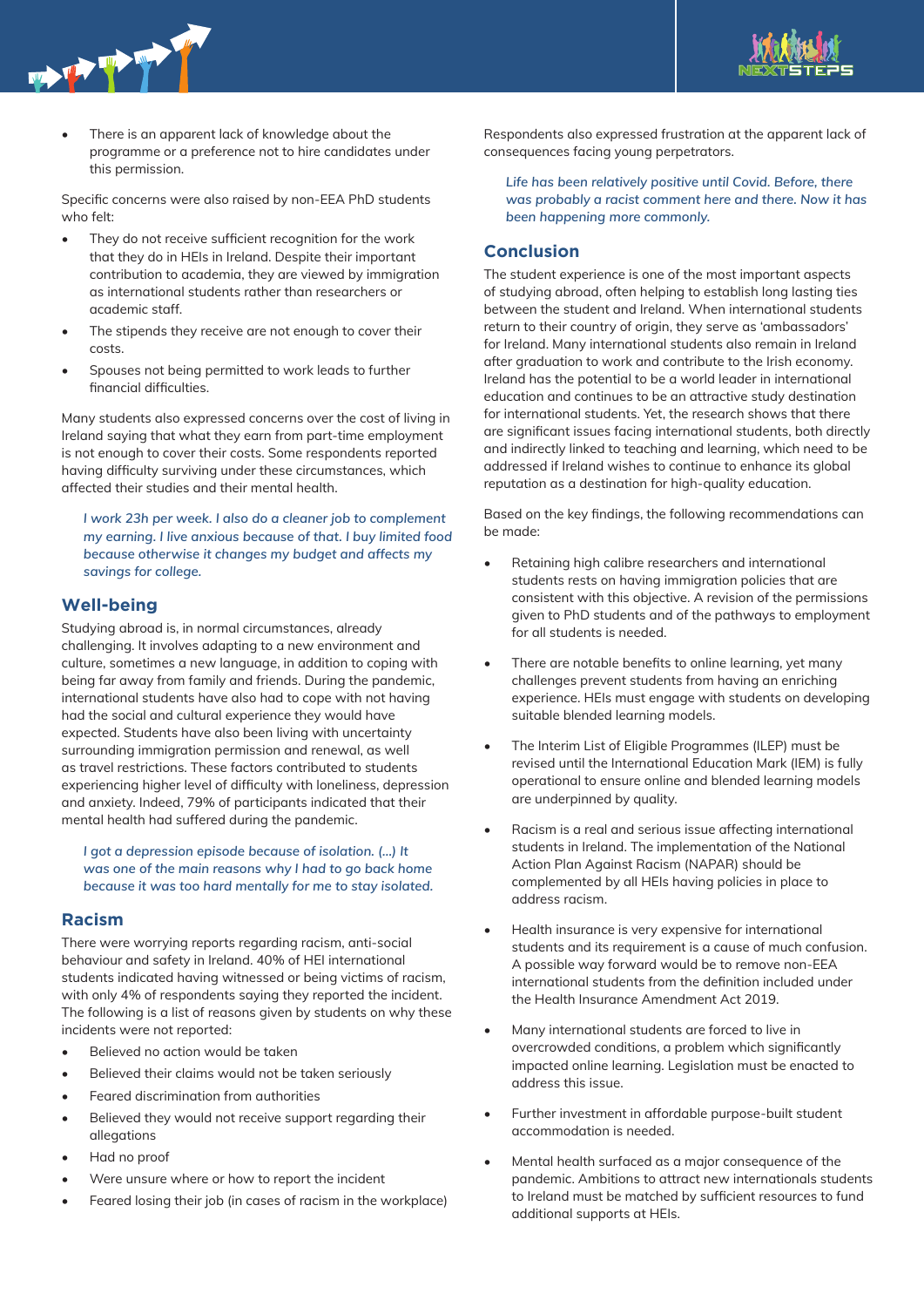- There is an apparent lack of knowledge about the programme or a preference not to hire candidates under this permission.

Specific concerns were also raised by non-EEA PhD students who felt:

- They do not receive sufficient recognition for the work that they do in HEIs in Ireland. Despite their important contribution to academia, they are viewed by immigration as international students rather than researchers or academic staff.
- The stipends they receive are not enough to cover their costs.
- Spouses not being permitted to work leads to further financial difficulties.

Many students also expressed concerns over the cost of living in Ireland saying that what they earn from part-time employment is not enough to cover their costs. Some respondents reported having difficulty surviving under these circumstances, which affected their studies and their mental health.

> *I work 23h per week. I also do a cleaner job to complement my earning. I live anxious because of that. I buy limited food because otherwise it changes my budget and affects my savings for college.*

## Well-being

Studying abroad is, in normal circumstances, already challenging. It involves adapting to a new environment and culture, sometimes a new language, in addition to coping with being far away from family and friends. During the pandemic, international students have also had to cope with not having had the social and cultural experience they would have expected. Students have also been living with uncertainty surrounding immigration permission and renewal, as well as travel restrictions. These factors contributed to students experiencing higher level of difficulty with loneliness, depression and anxiety. Indeed, 79% of participants indicated that their mental health had suffered during the pandemic.

> *I got a depression episode because of isolation. (...) It was one of the main reasons why I had to go back home because it was too hard mentally for me to stay isolated.*

## Racism

There were worrying reports regarding racism, anti-social behaviour and safety in Ireland. 40% of HEI international students indicated having witnessed or being victims of racism, with only 4% of respondents saying they reported the incident. The following is a list of reasons given by students on why these incidents were not reported:

- Believed no action would be taken
- Believed their claims would not be taken seriously
- Feared discrimination from authorities
- Believed they would not receive support regarding their allegations
- Had no proof
- Were unsure where or how to report the incident
- Feared losing their job (in cases of racism in the workplace)

Respondents also expressed frustration at the apparent lack of consequences facing young perpetrators.

> *Life has been relatively positive until Covid. Before, there was probably a racist comment here and there. Now it has been happening more commonly.*

## Conclusion

The student experience is one of the most important aspects of studying abroad, often helping to establish long lasting ties between the student and Ireland. When international students return to their country of origin, they serve as 'ambassadors' for Ireland. Many international students also remain in Ireland after graduation to work and contribute to the Irish economy. Ireland has the potential to be a world leader in international education and continues to be an attractive study destination for international students. Yet, the research shows that there are significant issues facing international students, both directly and indirectly linked to teaching and learning, which need to be addressed if Ireland wishes to continue to enhance its global reputation as a destination for high-quality education.

Based on the key findings, the following recommendations can be made:

- Retaining high calibre researchers and international students rests on having immigration policies that are consistent with this objective. A revision of the permissions given to PhD students and of the pathways to employment for all students is needed.
- There are notable benefits to online learning, yet many challenges prevent students from having an enriching experience. HEIs must engage with students on developing suitable blended learning models.
- The Interim List of Eligible Programmes (ILEP) must be revised until the International Education Mark (IEM) is fully operational to ensure online and blended learning models are underpinned by quality.
- Racism is a real and serious issue affecting international students in Ireland. The implementation of the National Action Plan Against Racism (NAPAR) should be complemented by all HEIs having policies in place to address racism.
- Health insurance is very expensive for international students and its requirement is a cause of much confusion. A possible way forward would be to remove non-EEA international students from the definition included under the Health Insurance Amendment Act 2019.
- Many international students are forced to live in overcrowded conditions, a problem which significantly impacted online learning. Legislation must be enacted to address this issue.
- Further investment in affordable purpose-built student accommodation is needed.
- Mental health surfaced as a major consequence of the pandemic. Ambitions to attract new internationals students to Ireland must be matched by sufficient resources to fund additional supports at HEIs.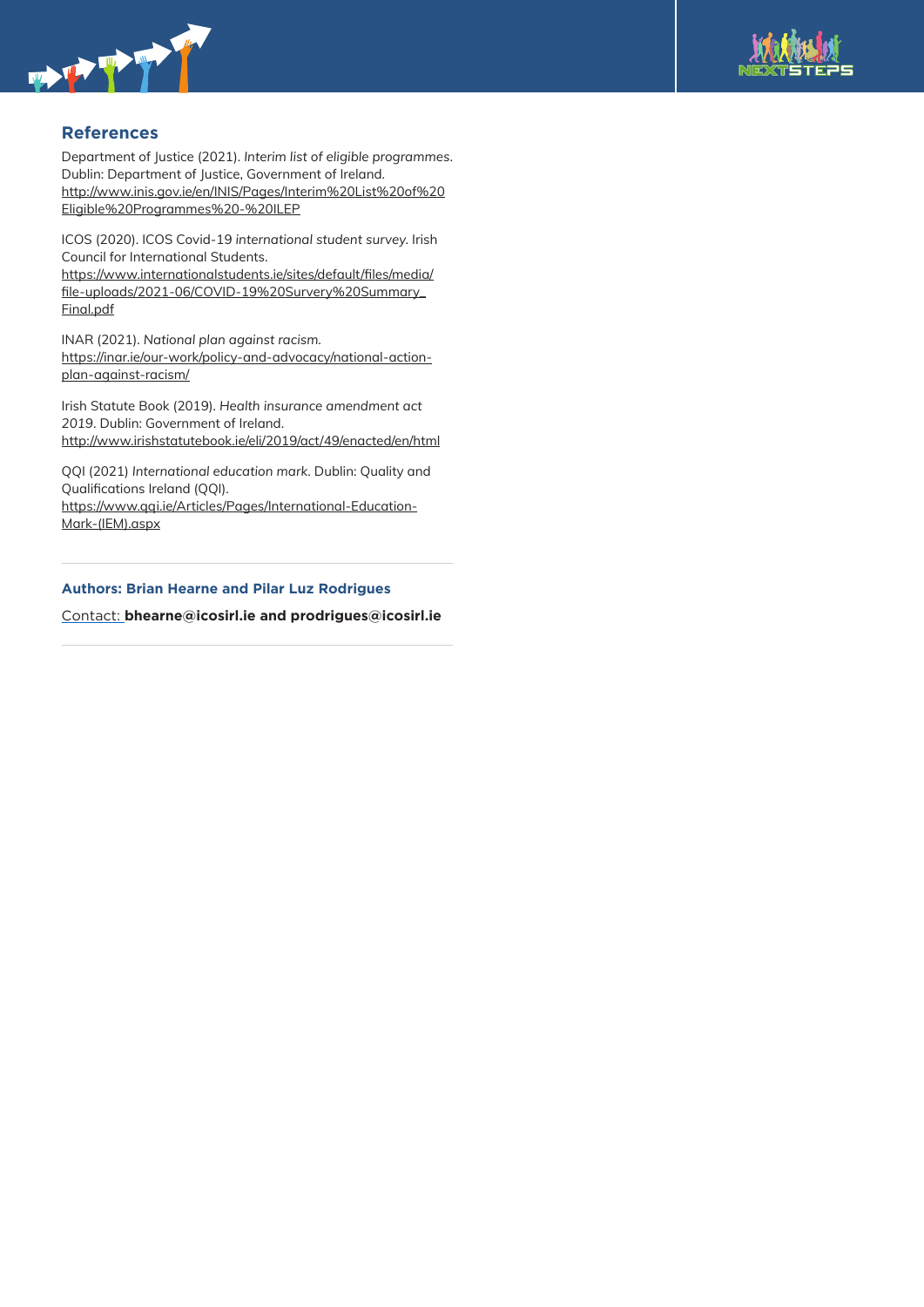## References

Department of Justice (2021). *Interim list of eligible programmes*. Dublin: Department of Justice, Government of Ireland. http://www.inis.gov.ie/en/INIS/Pages/Interim%20List%20of%20Eligible%20Programmes%20-%20ILEP

ICOS (2020). ICOS Covid-19 *international student survey*. Irish Council for International Students. https://www.internationalstudents.ie/sites/default/files/media/file-uploads/2021-06/COVID-19%20Survery%20Summary_Final.pdf

INAR (2021). *National plan against racism*. https://inar.ie/our-work/policy-and-advocacy/national-action-plan-against-racism/

Irish Statute Book (2019). *Health insurance amendment act 2019*. Dublin: Government of Ireland. http://www.irishstatutebook.ie/eli/2019/act/49/enacted/en/html

QQI (2021) *International education mark*. Dublin: Quality and Qualifications Ireland (QQI). https://www.qqi.ie/Articles/Pages/International-Education-Mark-(IEM).aspx

---

**Authors: Brian Hearne and Pilar Luz Rodrigues**

Contact: **bhearne@icosirl.ie and prodrigues@icosirl.ie**

---